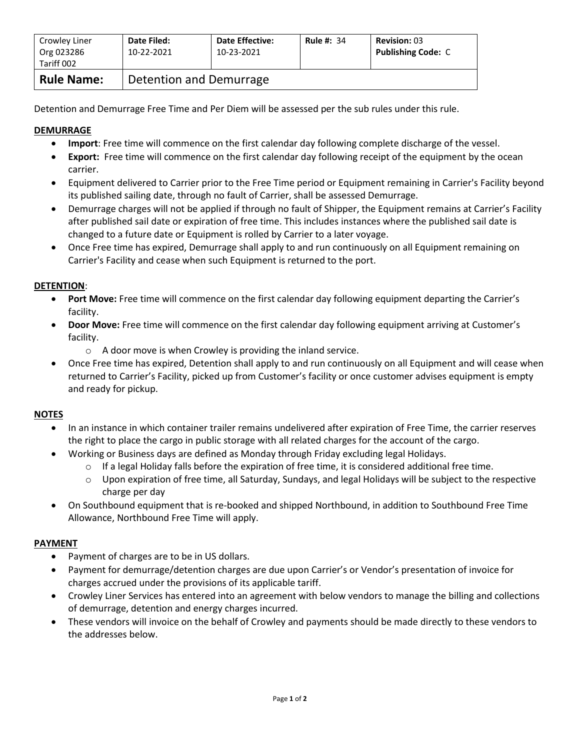| Crowley Liner<br>Org 023286<br>Tariff 002 | **Date Filed:**<br>10-22-2021 | **Date Effective:**<br>10-23-2021 | **Rule #:** 34 | **Revision:** 03<br>**Publishing Code:** C |
|---|---|---|---|---|
| **Rule Name:** | Detention and Demurrage | | | |

Detention and Demurrage Free Time and Per Diem will be assessed per the sub rules under this rule.

**DEMURRAGE**

- **Import**: Free time will commence on the first calendar day following complete discharge of the vessel.
- **Export:** Free time will commence on the first calendar day following receipt of the equipment by the ocean carrier.
- Equipment delivered to Carrier prior to the Free Time period or Equipment remaining in Carrier's Facility beyond its published sailing date, through no fault of Carrier, shall be assessed Demurrage.
- Demurrage charges will not be applied if through no fault of Shipper, the Equipment remains at Carrier's Facility after published sail date or expiration of free time. This includes instances where the published sail date is changed to a future date or Equipment is rolled by Carrier to a later voyage.
- Once Free time has expired, Demurrage shall apply to and run continuously on all Equipment remaining on Carrier's Facility and cease when such Equipment is returned to the port.

**DETENTION**:

- **Port Move:** Free time will commence on the first calendar day following equipment departing the Carrier's facility.
- **Door Move:** Free time will commence on the first calendar day following equipment arriving at Customer's facility.
  - A door move is when Crowley is providing the inland service.
- Once Free time has expired, Detention shall apply to and run continuously on all Equipment and will cease when returned to Carrier's Facility, picked up from Customer's facility or once customer advises equipment is empty and ready for pickup.

**NOTES**

- In an instance in which container trailer remains undelivered after expiration of Free Time, the carrier reserves the right to place the cargo in public storage with all related charges for the account of the cargo.
- Working or Business days are defined as Monday through Friday excluding legal Holidays.
  - If a legal Holiday falls before the expiration of free time, it is considered additional free time.
  - Upon expiration of free time, all Saturday, Sundays, and legal Holidays will be subject to the respective charge per day
- On Southbound equipment that is re-booked and shipped Northbound, in addition to Southbound Free Time Allowance, Northbound Free Time will apply.

**PAYMENT**

- Payment of charges are to be in US dollars.
- Payment for demurrage/detention charges are due upon Carrier's or Vendor's presentation of invoice for charges accrued under the provisions of its applicable tariff.
- Crowley Liner Services has entered into an agreement with below vendors to manage the billing and collections of demurrage, detention and energy charges incurred.
- These vendors will invoice on the behalf of Crowley and payments should be made directly to these vendors to the addresses below.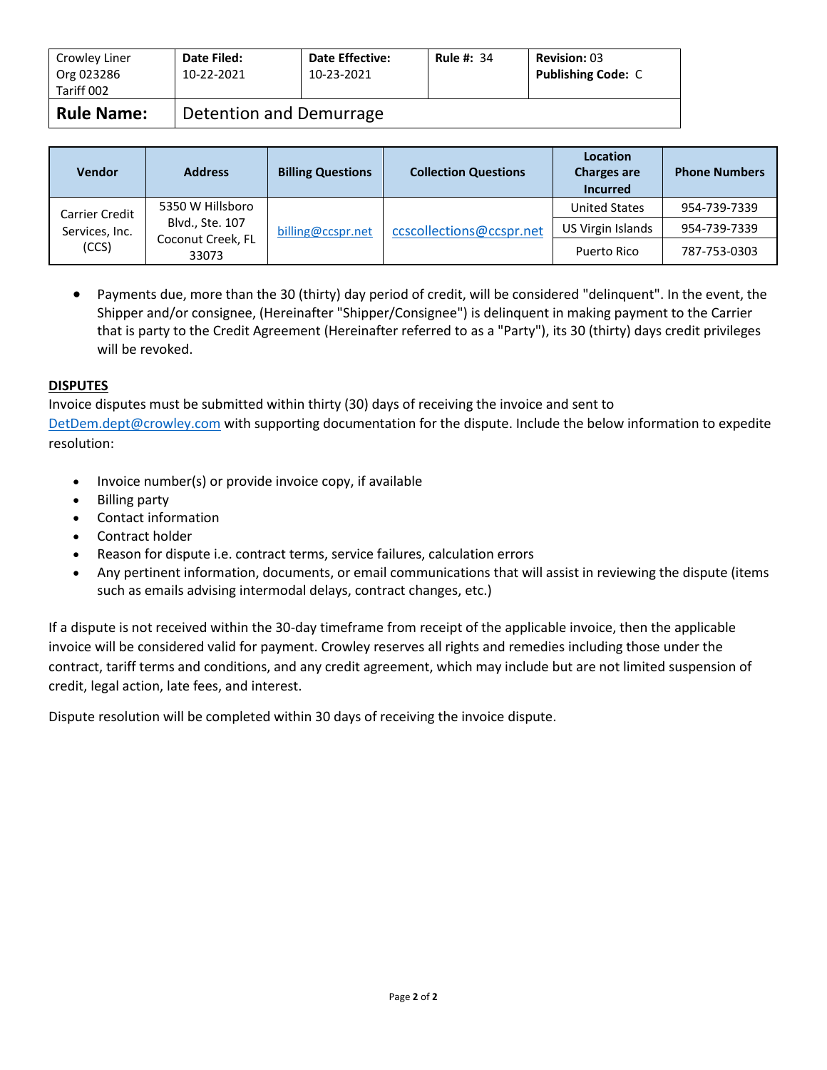| Crowley Liner Org 023286 Tariff 002 | **Date Filed:** 10-22-2021 | **Date Effective:** 10-23-2021 | **Rule #:** 34 | **Revision:** 03 **Publishing Code:** C |
|---|---|---|---|---|
| **Rule Name:** | Detention and Demurrage | | | |

| Vendor | Address | Billing Questions | Collection Questions | Location Charges are Incurred | Phone Numbers |
|---|---|---|---|---|---|
| Carrier Credit Services, Inc. (CCS) | 5350 W Hillsboro Blvd., Ste. 107 Coconut Creek, FL 33073 | billing@ccspr.net | ccscollections@ccspr.net | United States | 954-739-7339 |
| | | | | US Virgin Islands | 954-739-7339 |
| | | | | Puerto Rico | 787-753-0303 |

- Payments due, more than the 30 (thirty) day period of credit, will be considered "delinquent". In the event, the Shipper and/or consignee, (Hereinafter "Shipper/Consignee") is delinquent in making payment to the Carrier that is party to the Credit Agreement (Hereinafter referred to as a "Party"), its 30 (thirty) days credit privileges will be revoked.

**DISPUTES**

Invoice disputes must be submitted within thirty (30) days of receiving the invoice and sent to DetDem.dept@crowley.com with supporting documentation for the dispute. Include the below information to expedite resolution:

- Invoice number(s) or provide invoice copy, if available
- Billing party
- Contact information
- Contract holder
- Reason for dispute i.e. contract terms, service failures, calculation errors
- Any pertinent information, documents, or email communications that will assist in reviewing the dispute (items such as emails advising intermodal delays, contract changes, etc.)

If a dispute is not received within the 30-day timeframe from receipt of the applicable invoice, then the applicable invoice will be considered valid for payment. Crowley reserves all rights and remedies including those under the contract, tariff terms and conditions, and any credit agreement, which may include but are not limited suspension of credit, legal action, late fees, and interest.

Dispute resolution will be completed within 30 days of receiving the invoice dispute.